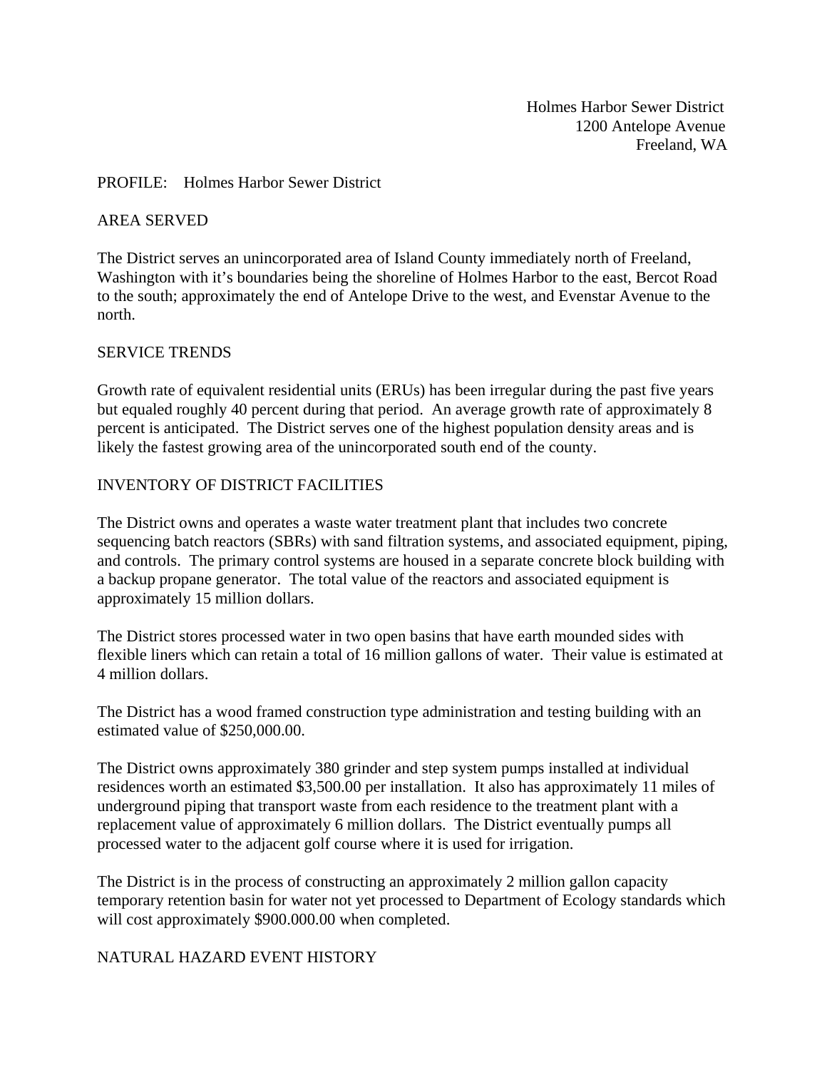Holmes Harbor Sewer District
1200 Antelope Avenue
Freeland, WA

PROFILE: Holmes Harbor Sewer District

## AREA SERVED

The District serves an unincorporated area of Island County immediately north of Freeland, Washington with it's boundaries being the shoreline of Holmes Harbor to the east, Bercot Road to the south; approximately the end of Antelope Drive to the west, and Evenstar Avenue to the north.

## SERVICE TRENDS

Growth rate of equivalent residential units (ERUs) has been irregular during the past five years but equaled roughly 40 percent during that period. An average growth rate of approximately 8 percent is anticipated. The District serves one of the highest population density areas and is likely the fastest growing area of the unincorporated south end of the county.

## INVENTORY OF DISTRICT FACILITIES

The District owns and operates a waste water treatment plant that includes two concrete sequencing batch reactors (SBRs) with sand filtration systems, and associated equipment, piping, and controls. The primary control systems are housed in a separate concrete block building with a backup propane generator. The total value of the reactors and associated equipment is approximately 15 million dollars.

The District stores processed water in two open basins that have earth mounded sides with flexible liners which can retain a total of 16 million gallons of water. Their value is estimated at 4 million dollars.

The District has a wood framed construction type administration and testing building with an estimated value of $250,000.00.

The District owns approximately 380 grinder and step system pumps installed at individual residences worth an estimated $3,500.00 per installation. It also has approximately 11 miles of underground piping that transport waste from each residence to the treatment plant with a replacement value of approximately 6 million dollars. The District eventually pumps all processed water to the adjacent golf course where it is used for irrigation.

The District is in the process of constructing an approximately 2 million gallon capacity temporary retention basin for water not yet processed to Department of Ecology standards which will cost approximately $900.000.00 when completed.

## NATURAL HAZARD EVENT HISTORY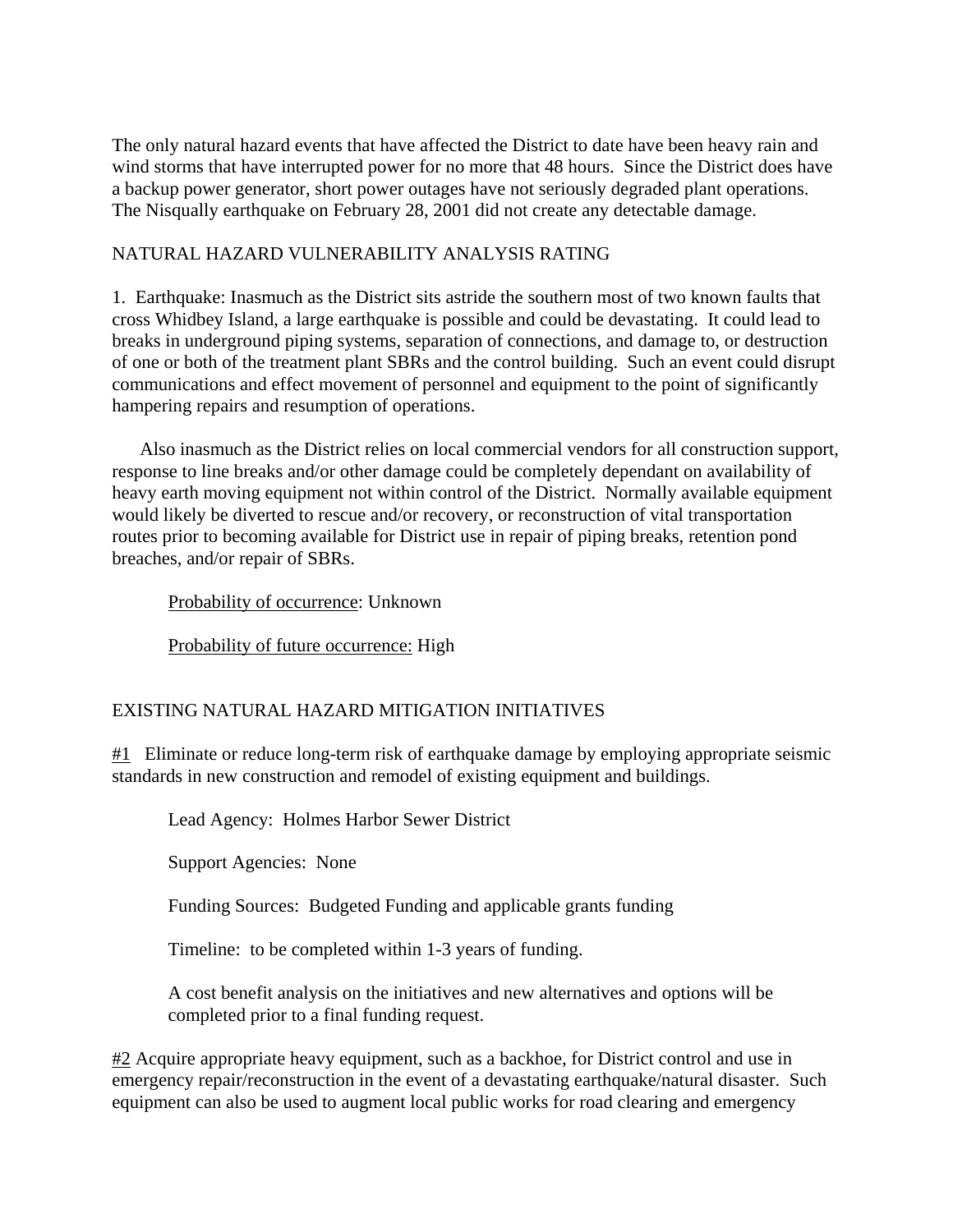The only natural hazard events that have affected the District to date have been heavy rain and wind storms that have interrupted power for no more that 48 hours. Since the District does have a backup power generator, short power outages have not seriously degraded plant operations. The Nisqually earthquake on February 28, 2001 did not create any detectable damage.

NATURAL HAZARD VULNERABILITY ANALYSIS RATING

1. Earthquake: Inasmuch as the District sits astride the southern most of two known faults that cross Whidbey Island, a large earthquake is possible and could be devastating. It could lead to breaks in underground piping systems, separation of connections, and damage to, or destruction of one or both of the treatment plant SBRs and the control building. Such an event could disrupt communications and effect movement of personnel and equipment to the point of significantly hampering repairs and resumption of operations.

Also inasmuch as the District relies on local commercial vendors for all construction support, response to line breaks and/or other damage could be completely dependant on availability of heavy earth moving equipment not within control of the District. Normally available equipment would likely be diverted to rescue and/or recovery, or reconstruction of vital transportation routes prior to becoming available for District use in repair of piping breaks, retention pond breaches, and/or repair of SBRs.

Probability of occurrence: Unknown

Probability of future occurrence: High

EXISTING NATURAL HAZARD MITIGATION INITIATIVES

#1 Eliminate or reduce long-term risk of earthquake damage by employing appropriate seismic standards in new construction and remodel of existing equipment and buildings.

Lead Agency: Holmes Harbor Sewer District

Support Agencies: None

Funding Sources: Budgeted Funding and applicable grants funding

Timeline: to be completed within 1-3 years of funding.

A cost benefit analysis on the initiatives and new alternatives and options will be completed prior to a final funding request.

#2 Acquire appropriate heavy equipment, such as a backhoe, for District control and use in emergency repair/reconstruction in the event of a devastating earthquake/natural disaster. Such equipment can also be used to augment local public works for road clearing and emergency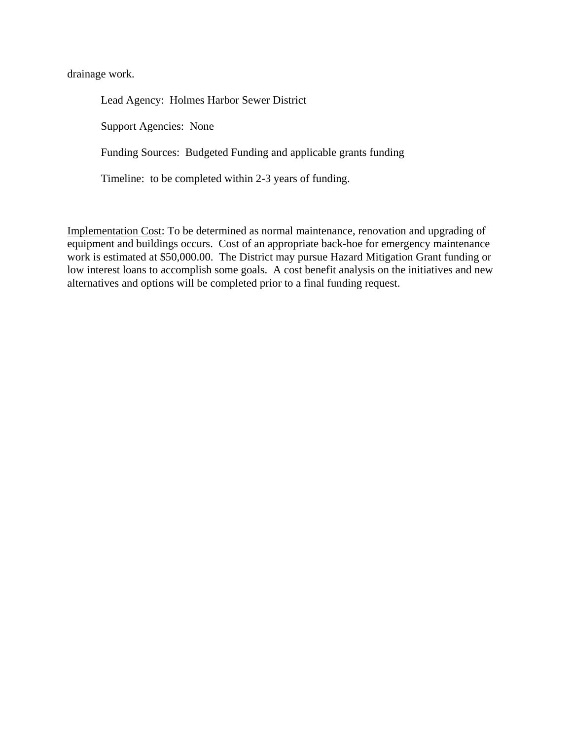drainage work.

Lead Agency: Holmes Harbor Sewer District

Support Agencies: None

Funding Sources: Budgeted Funding and applicable grants funding

Timeline: to be completed within 2-3 years of funding.

Implementation Cost: To be determined as normal maintenance, renovation and upgrading of equipment and buildings occurs. Cost of an appropriate back-hoe for emergency maintenance work is estimated at $50,000.00. The District may pursue Hazard Mitigation Grant funding or low interest loans to accomplish some goals. A cost benefit analysis on the initiatives and new alternatives and options will be completed prior to a final funding request.